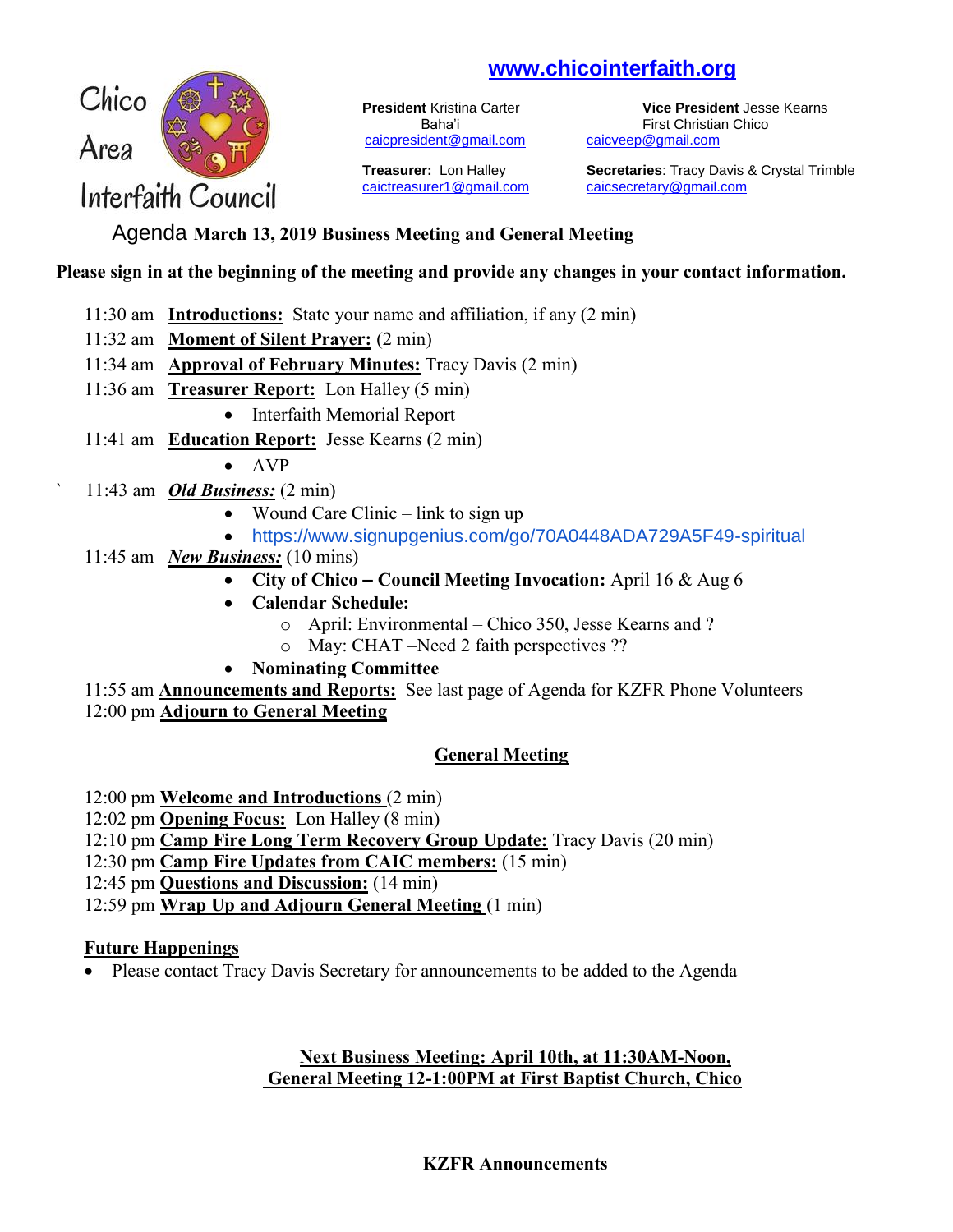Chico Area Interfaith Council

www.chicointerfaith.org

**President** Kristina Carter
Baha'i
caicpresident@gmail.com

**Vice President** Jesse Kearns
First Christian Chico
caicveep@gmail.com

**Treasurer:** Lon Halley
caictreasurer1@gmail.com

**Secretaries**: Tracy Davis & Crystal Trimble
caicsecretary@gmail.com

## Agenda March 13, 2019 Business Meeting and General Meeting

**Please sign in at the beginning of the meeting and provide any changes in your contact information.**

11:30 am **Introductions:** State your name and affiliation, if any (2 min)
11:32 am **Moment of Silent Prayer:** (2 min)
11:34 am **Approval of February Minutes:** Tracy Davis (2 min)
11:36 am **Treasurer Report:** Lon Halley (5 min)

- Interfaith Memorial Report

11:41 am **Education Report:** Jesse Kearns (2 min)

- AVP

11:43 am ***Old Business:*** (2 min)

- Wound Care Clinic – link to sign up
- https://www.signupgenius.com/go/70A0448ADA729A5F49-spiritual

11:45 am ***New Business:*** (10 mins)

- **City of Chico – Council Meeting Invocation:** April 16 & Aug 6
- **Calendar Schedule:**
  - April: Environmental – Chico 350, Jesse Kearns and ?
  - May: CHAT –Need 2 faith perspectives ??
- **Nominating Committee**

11:55 am **Announcements and Reports:** See last page of Agenda for KZFR Phone Volunteers
12:00 pm **Adjourn to General Meeting**

## General Meeting

12:00 pm **Welcome and Introductions** (2 min)
12:02 pm **Opening Focus:** Lon Halley (8 min)
12:10 pm **Camp Fire Long Term Recovery Group Update:** Tracy Davis (20 min)
12:30 pm **Camp Fire Updates from CAIC members:** (15 min)
12:45 pm **Questions and Discussion:** (14 min)
12:59 pm **Wrap Up and Adjourn General Meeting** (1 min)

### Future Happenings

- Please contact Tracy Davis Secretary for announcements to be added to the Agenda

**Next Business Meeting: April 10th, at 11:30AM-Noon,**
**General Meeting 12-1:00PM at First Baptist Church, Chico**

### KZFR Announcements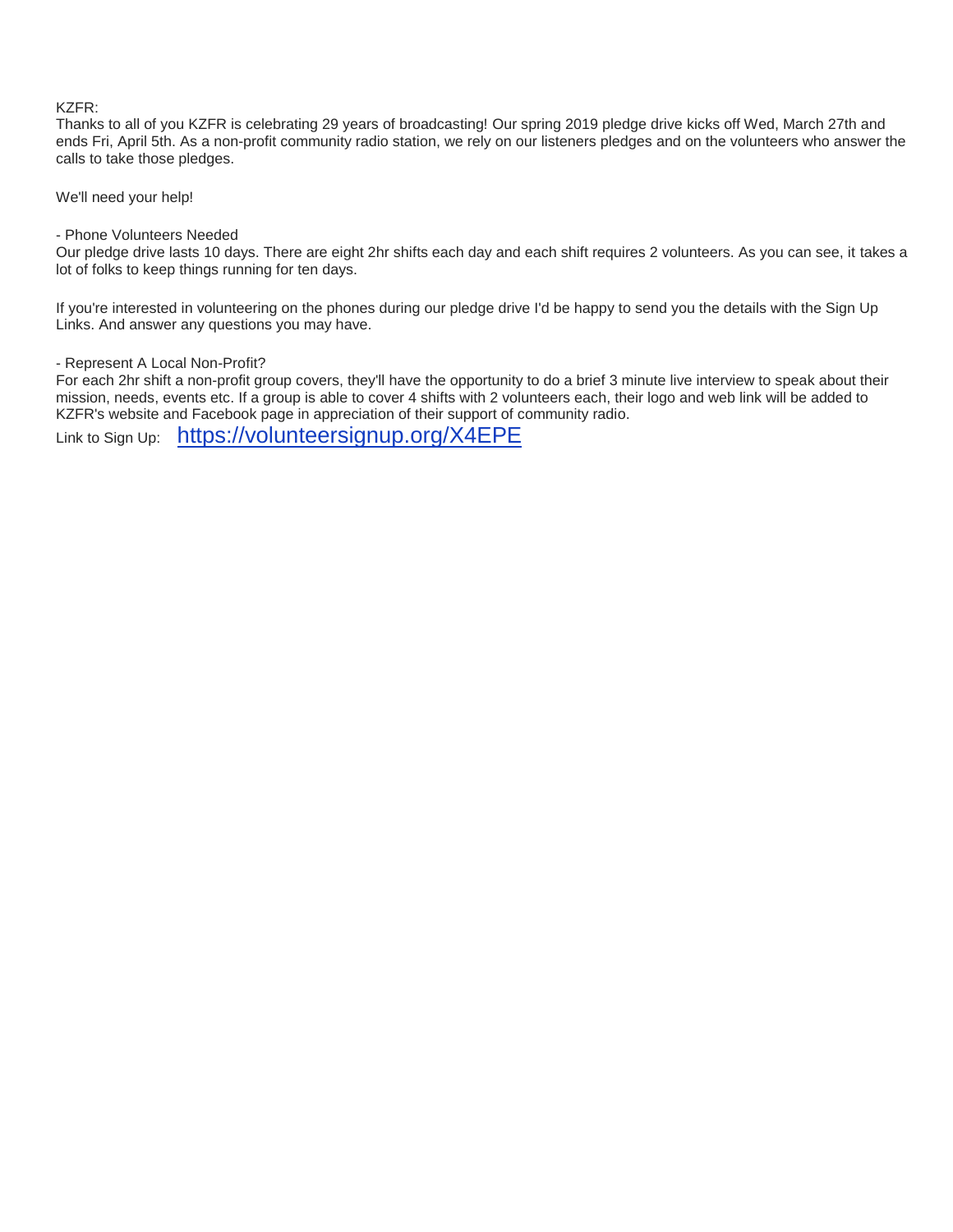KZFR:
Thanks to all of you KZFR is celebrating 29 years of broadcasting! Our spring 2019 pledge drive kicks off Wed, March 27th and ends Fri, April 5th. As a non-profit community radio station, we rely on our listeners pledges and on the volunteers who answer the calls to take those pledges.

We'll need your help!

- Phone Volunteers Needed

Our pledge drive lasts 10 days. There are eight 2hr shifts each day and each shift requires 2 volunteers. As you can see, it takes a lot of folks to keep things running for ten days.

If you're interested in volunteering on the phones during our pledge drive I'd be happy to send you the details with the Sign Up Links. And answer any questions you may have.

- Represent A Local Non-Profit?

For each 2hr shift a non-profit group covers, they'll have the opportunity to do a brief 3 minute live interview to speak about their mission, needs, events etc. If a group is able to cover 4 shifts with 2 volunteers each, their logo and web link will be added to KZFR's website and Facebook page in appreciation of their support of community radio.

Link to Sign Up: https://volunteersignup.org/X4EPE